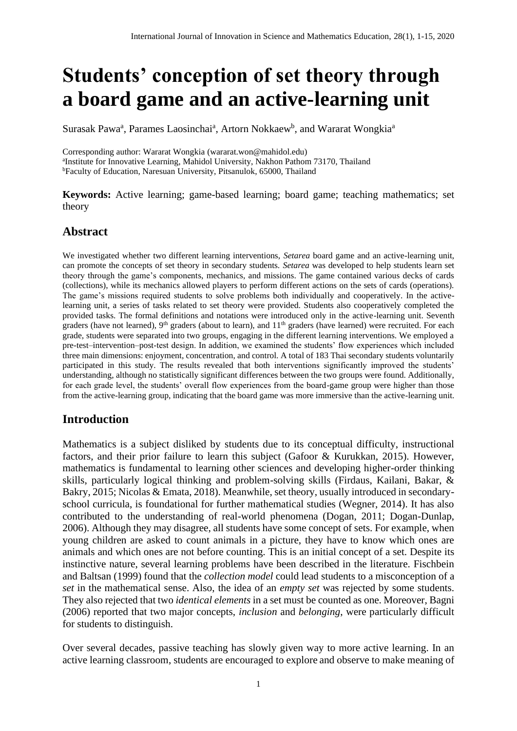# Students' conception of set theory through a board game and an active-learning unit

Surasak Pawa[a], Parames Laosinchai[a], Artorn Nokkaew[b], and Wararat Wongkia[a]

Corresponding author: Wararat Wongkia (wararat.won@mahidol.edu)
[a]Institute for Innovative Learning, Mahidol University, Nakhon Pathom 73170, Thailand
[b]Faculty of Education, Naresuan University, Pitsanulok, 65000, Thailand

**Keywords:** Active learning; game-based learning; board game; teaching mathematics; set theory

## Abstract

We investigated whether two different learning interventions, *Setarea* board game and an active-learning unit, can promote the concepts of set theory in secondary students. *Setarea* was developed to help students learn set theory through the game's components, mechanics, and missions. The game contained various decks of cards (collections), while its mechanics allowed players to perform different actions on the sets of cards (operations). The game's missions required students to solve problems both individually and cooperatively. In the active-learning unit, a series of tasks related to set theory were provided. Students also cooperatively completed the provided tasks. The formal definitions and notations were introduced only in the active-learning unit. Seventh graders (have not learned), 9th graders (about to learn), and 11th graders (have learned) were recruited. For each grade, students were separated into two groups, engaging in the different learning interventions. We employed a pre-test–intervention–post-test design. In addition, we examined the students' flow experiences which included three main dimensions: enjoyment, concentration, and control. A total of 183 Thai secondary students voluntarily participated in this study. The results revealed that both interventions significantly improved the students' understanding, although no statistically significant differences between the two groups were found. Additionally, for each grade level, the students' overall flow experiences from the board-game group were higher than those from the active-learning group, indicating that the board game was more immersive than the active-learning unit.

## Introduction

Mathematics is a subject disliked by students due to its conceptual difficulty, instructional factors, and their prior failure to learn this subject (Gafoor & Kurukkan, 2015). However, mathematics is fundamental to learning other sciences and developing higher-order thinking skills, particularly logical thinking and problem-solving skills (Firdaus, Kailani, Bakar, & Bakry, 2015; Nicolas & Emata, 2018). Meanwhile, set theory, usually introduced in secondary-school curricula, is foundational for further mathematical studies (Wegner, 2014). It has also contributed to the understanding of real-world phenomena (Dogan, 2011; Dogan-Dunlap, 2006). Although they may disagree, all students have some concept of sets. For example, when young children are asked to count animals in a picture, they have to know which ones are animals and which ones are not before counting. This is an initial concept of a set. Despite its instinctive nature, several learning problems have been described in the literature. Fischbein and Baltsan (1999) found that the *collection model* could lead students to a misconception of a *set* in the mathematical sense. Also, the idea of an *empty set* was rejected by some students. They also rejected that two *identical elements* in a set must be counted as one. Moreover, Bagni (2006) reported that two major concepts, *inclusion* and *belonging*, were particularly difficult for students to distinguish.

Over several decades, passive teaching has slowly given way to more active learning. In an active learning classroom, students are encouraged to explore and observe to make meaning of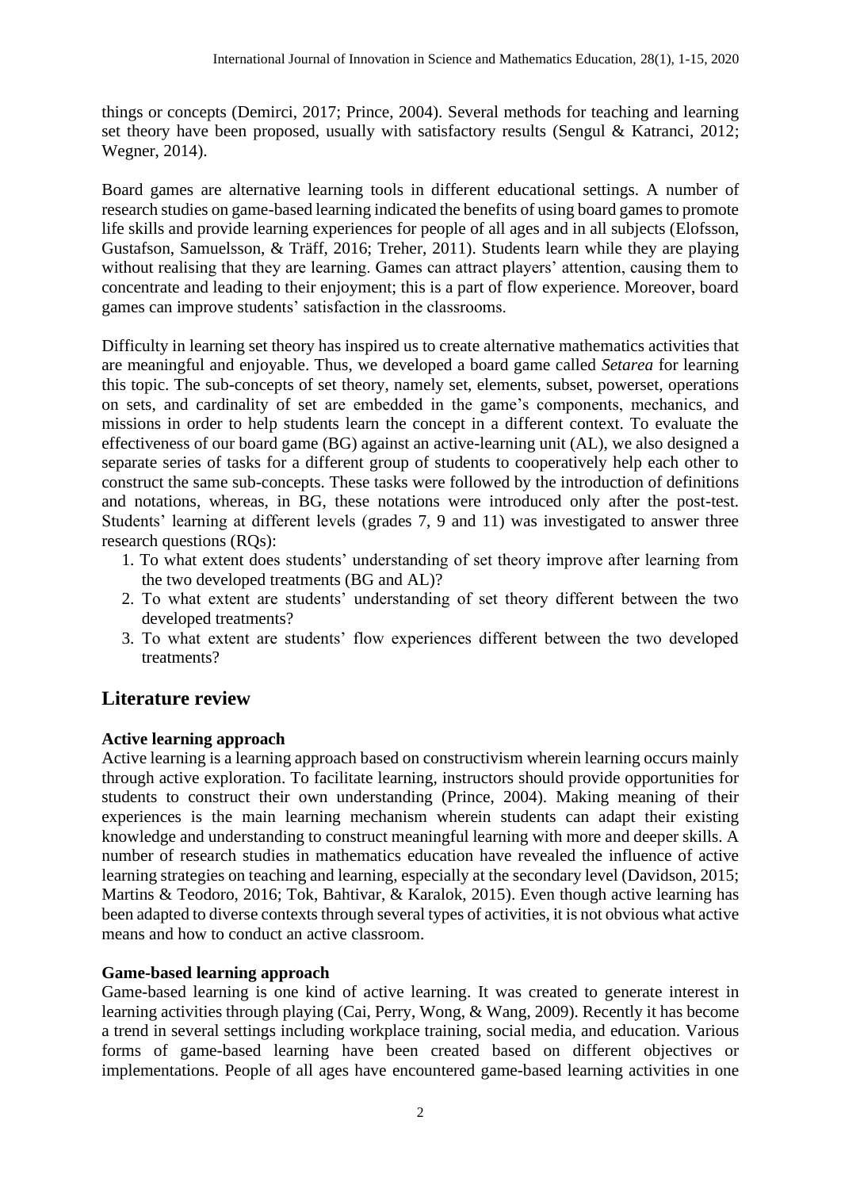things or concepts (Demirci, 2017; Prince, 2004). Several methods for teaching and learning set theory have been proposed, usually with satisfactory results (Sengul & Katranci, 2012; Wegner, 2014).

Board games are alternative learning tools in different educational settings. A number of research studies on game-based learning indicated the benefits of using board games to promote life skills and provide learning experiences for people of all ages and in all subjects (Elofsson, Gustafson, Samuelsson, & Träff, 2016; Treher, 2011). Students learn while they are playing without realising that they are learning. Games can attract players' attention, causing them to concentrate and leading to their enjoyment; this is a part of flow experience. Moreover, board games can improve students' satisfaction in the classrooms.

Difficulty in learning set theory has inspired us to create alternative mathematics activities that are meaningful and enjoyable. Thus, we developed a board game called *Setarea* for learning this topic. The sub-concepts of set theory, namely set, elements, subset, powerset, operations on sets, and cardinality of set are embedded in the game's components, mechanics, and missions in order to help students learn the concept in a different context. To evaluate the effectiveness of our board game (BG) against an active-learning unit (AL), we also designed a separate series of tasks for a different group of students to cooperatively help each other to construct the same sub-concepts. These tasks were followed by the introduction of definitions and notations, whereas, in BG, these notations were introduced only after the post-test. Students' learning at different levels (grades 7, 9 and 11) was investigated to answer three research questions (RQs):

1. To what extent does students' understanding of set theory improve after learning from the two developed treatments (BG and AL)?
2. To what extent are students' understanding of set theory different between the two developed treatments?
3. To what extent are students' flow experiences different between the two developed treatments?

## Literature review

### Active learning approach

Active learning is a learning approach based on constructivism wherein learning occurs mainly through active exploration. To facilitate learning, instructors should provide opportunities for students to construct their own understanding (Prince, 2004). Making meaning of their experiences is the main learning mechanism wherein students can adapt their existing knowledge and understanding to construct meaningful learning with more and deeper skills. A number of research studies in mathematics education have revealed the influence of active learning strategies on teaching and learning, especially at the secondary level (Davidson, 2015; Martins & Teodoro, 2016; Tok, Bahtivar, & Karalok, 2015). Even though active learning has been adapted to diverse contexts through several types of activities, it is not obvious what active means and how to conduct an active classroom.

### Game-based learning approach

Game-based learning is one kind of active learning. It was created to generate interest in learning activities through playing (Cai, Perry, Wong, & Wang, 2009). Recently it has become a trend in several settings including workplace training, social media, and education. Various forms of game-based learning have been created based on different objectives or implementations. People of all ages have encountered game-based learning activities in one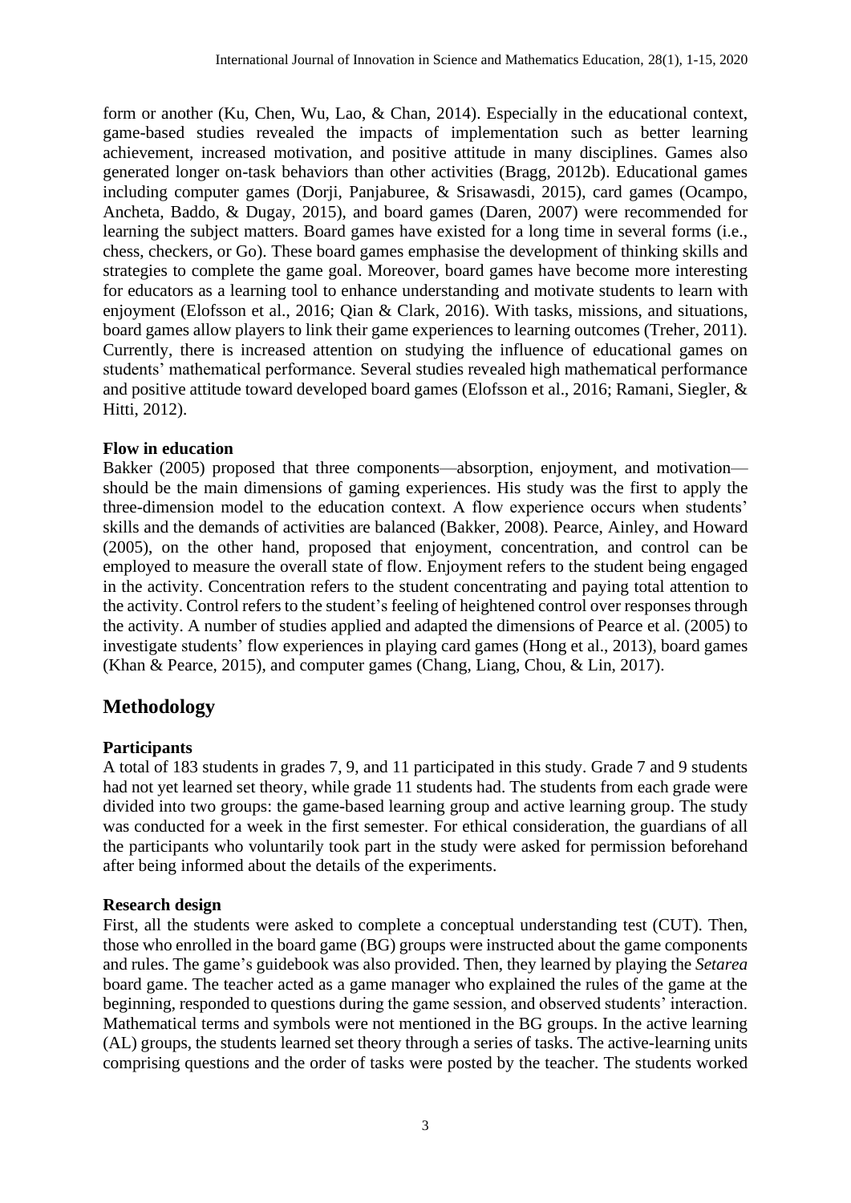form or another (Ku, Chen, Wu, Lao, & Chan, 2014). Especially in the educational context, game-based studies revealed the impacts of implementation such as better learning achievement, increased motivation, and positive attitude in many disciplines. Games also generated longer on-task behaviors than other activities (Bragg, 2012b). Educational games including computer games (Dorji, Panjaburee, & Srisawasdi, 2015), card games (Ocampo, Ancheta, Baddo, & Dugay, 2015), and board games (Daren, 2007) were recommended for learning the subject matters. Board games have existed for a long time in several forms (i.e., chess, checkers, or Go). These board games emphasise the development of thinking skills and strategies to complete the game goal. Moreover, board games have become more interesting for educators as a learning tool to enhance understanding and motivate students to learn with enjoyment (Elofsson et al., 2016; Qian & Clark, 2016). With tasks, missions, and situations, board games allow players to link their game experiences to learning outcomes (Treher, 2011). Currently, there is increased attention on studying the influence of educational games on students' mathematical performance. Several studies revealed high mathematical performance and positive attitude toward developed board games (Elofsson et al., 2016; Ramani, Siegler, & Hitti, 2012).

### Flow in education

Bakker (2005) proposed that three components—absorption, enjoyment, and motivation—should be the main dimensions of gaming experiences. His study was the first to apply the three-dimension model to the education context. A flow experience occurs when students' skills and the demands of activities are balanced (Bakker, 2008). Pearce, Ainley, and Howard (2005), on the other hand, proposed that enjoyment, concentration, and control can be employed to measure the overall state of flow. Enjoyment refers to the student being engaged in the activity. Concentration refers to the student concentrating and paying total attention to the activity. Control refers to the student's feeling of heightened control over responses through the activity. A number of studies applied and adapted the dimensions of Pearce et al. (2005) to investigate students' flow experiences in playing card games (Hong et al., 2013), board games (Khan & Pearce, 2015), and computer games (Chang, Liang, Chou, & Lin, 2017).

## Methodology

### Participants

A total of 183 students in grades 7, 9, and 11 participated in this study. Grade 7 and 9 students had not yet learned set theory, while grade 11 students had. The students from each grade were divided into two groups: the game-based learning group and active learning group. The study was conducted for a week in the first semester. For ethical consideration, the guardians of all the participants who voluntarily took part in the study were asked for permission beforehand after being informed about the details of the experiments.

### Research design

First, all the students were asked to complete a conceptual understanding test (CUT). Then, those who enrolled in the board game (BG) groups were instructed about the game components and rules. The game's guidebook was also provided. Then, they learned by playing the *Setarea* board game. The teacher acted as a game manager who explained the rules of the game at the beginning, responded to questions during the game session, and observed students' interaction. Mathematical terms and symbols were not mentioned in the BG groups. In the active learning (AL) groups, the students learned set theory through a series of tasks. The active-learning units comprising questions and the order of tasks were posted by the teacher. The students worked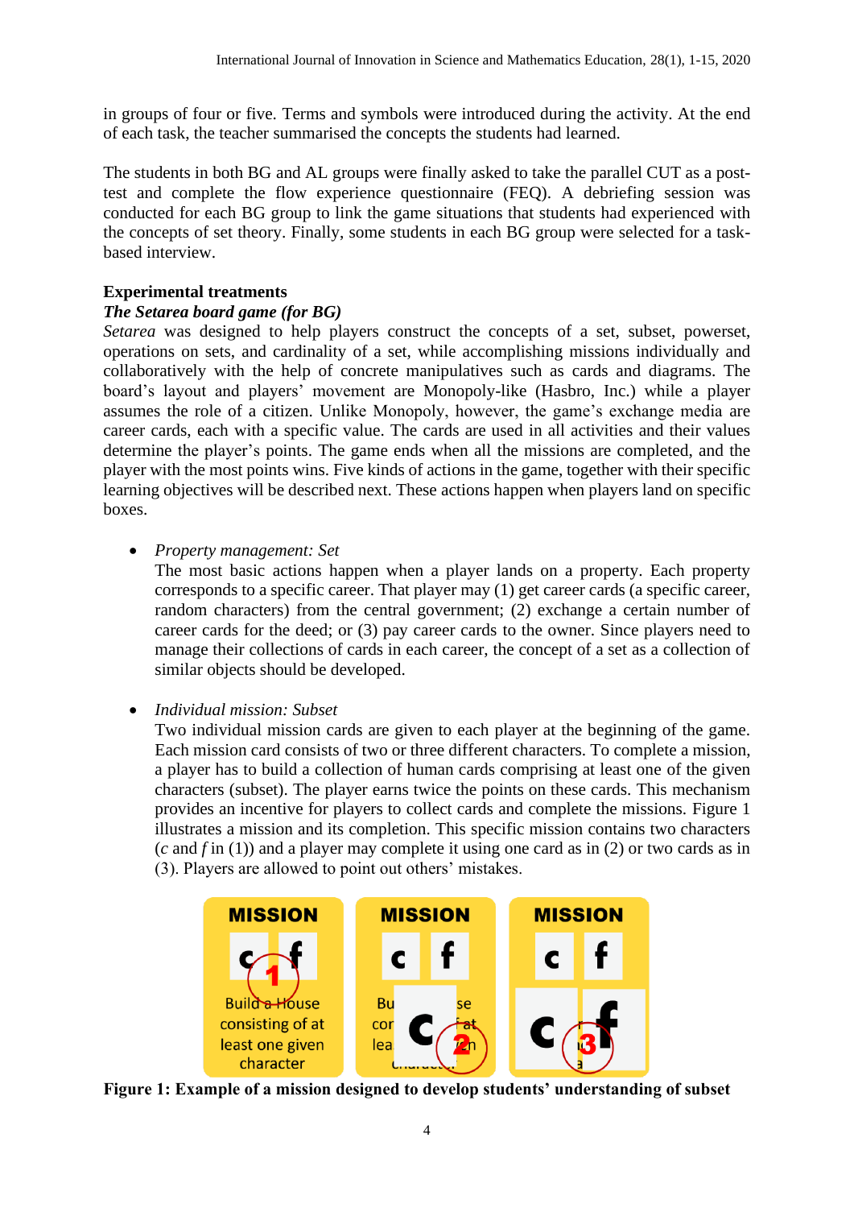in groups of four or five. Terms and symbols were introduced during the activity. At the end of each task, the teacher summarised the concepts the students had learned.

The students in both BG and AL groups were finally asked to take the parallel CUT as a post-test and complete the flow experience questionnaire (FEQ). A debriefing session was conducted for each BG group to link the game situations that students had experienced with the concepts of set theory. Finally, some students in each BG group were selected for a task-based interview.

**Experimental treatments**

***The Setarea board game (for BG)***

*Setarea* was designed to help players construct the concepts of a set, subset, powerset, operations on sets, and cardinality of a set, while accomplishing missions individually and collaboratively with the help of concrete manipulatives such as cards and diagrams. The board's layout and players' movement are Monopoly-like (Hasbro, Inc.) while a player assumes the role of a citizen. Unlike Monopoly, however, the game's exchange media are career cards, each with a specific value. The cards are used in all activities and their values determine the player's points. The game ends when all the missions are completed, and the player with the most points wins. Five kinds of actions in the game, together with their specific learning objectives will be described next. These actions happen when players land on specific boxes.

- *Property management: Set*

  The most basic actions happen when a player lands on a property. Each property corresponds to a specific career. That player may (1) get career cards (a specific career, random characters) from the central government; (2) exchange a certain number of career cards for the deed; or (3) pay career cards to the owner. Since players need to manage their collections of cards in each career, the concept of a set as a collection of similar objects should be developed.

- *Individual mission: Subset*

  Two individual mission cards are given to each player at the beginning of the game. Each mission card consists of two or three different characters. To complete a mission, a player has to build a collection of human cards comprising at least one of the given characters (subset). The player earns twice the points on these cards. This mechanism provides an incentive for players to collect cards and complete the missions. Figure 1 illustrates a mission and its completion. This specific mission contains two characters ($c$ and $f$ in (1)) and a player may complete it using one card as in (2) or two cards as in (3). Players are allowed to point out others' mistakes.

**Figure 1: Example of a mission designed to develop students' understanding of subset**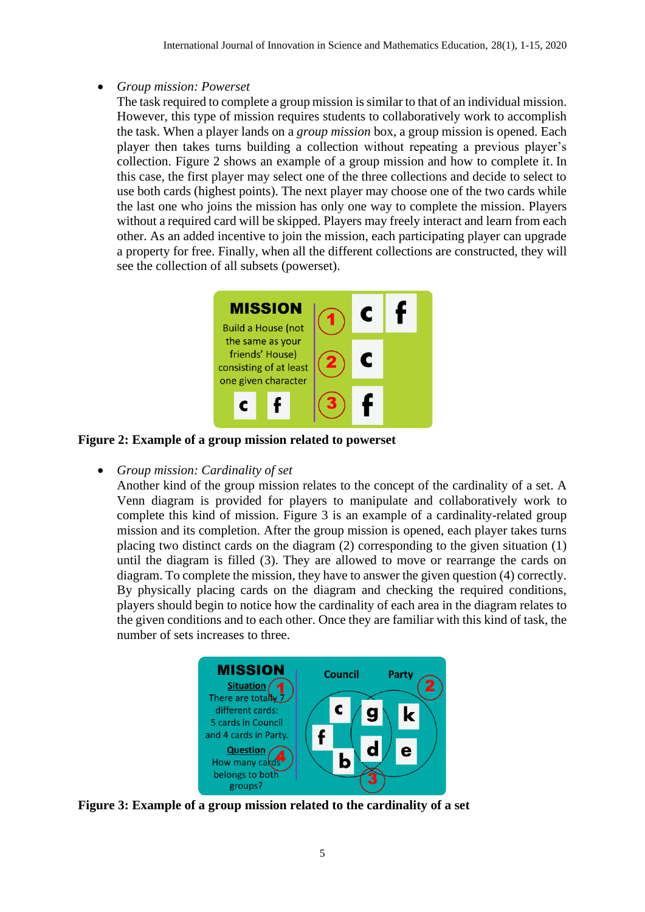- *Group mission: Powerset*
  The task required to complete a group mission is similar to that of an individual mission. However, this type of mission requires students to collaboratively work to accomplish the task. When a player lands on a *group mission* box, a group mission is opened. Each player then takes turns building a collection without repeating a previous player's collection. Figure 2 shows an example of a group mission and how to complete it. In this case, the first player may select one of the three collections and decide to select to use both cards (highest points). The next player may choose one of the two cards while the last one who joins the mission has only one way to complete the mission. Players without a required card will be skipped. Players may freely interact and learn from each other. As an added incentive to join the mission, each participating player can upgrade a property for free. Finally, when all the different collections are constructed, they will see the collection of all subsets (powerset).

**Figure 2: Example of a group mission related to powerset**

- *Group mission: Cardinality of set*
  Another kind of the group mission relates to the concept of the cardinality of a set. A Venn diagram is provided for players to manipulate and collaboratively work to complete this kind of mission. Figure 3 is an example of a cardinality-related group mission and its completion. After the group mission is opened, each player takes turns placing two distinct cards on the diagram (2) corresponding to the given situation (1) until the diagram is filled (3). They are allowed to move or rearrange the cards on diagram. To complete the mission, they have to answer the given question (4) correctly. By physically placing cards on the diagram and checking the required conditions, players should begin to notice how the cardinality of each area in the diagram relates to the given conditions and to each other. Once they are familiar with this kind of task, the number of sets increases to three.

**Figure 3: Example of a group mission related to the cardinality of a set**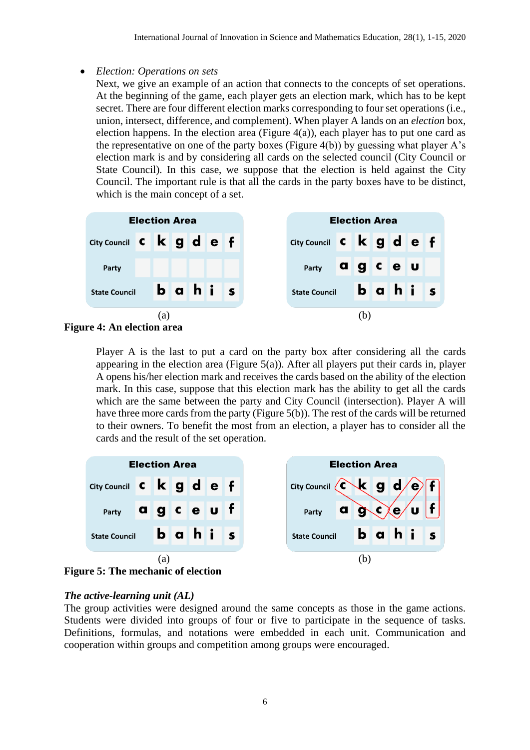- *Election: Operations on sets*
  Next, we give an example of an action that connects to the concepts of set operations. At the beginning of the game, each player gets an election mark, which has to be kept secret. There are four different election marks corresponding to four set operations (i.e., union, intersect, difference, and complement). When player A lands on an *election* box, election happens. In the election area (Figure 4(a)), each player has to put one card as the representative on one of the party boxes (Figure 4(b)) by guessing what player A's election mark is and by considering all cards on the selected council (City Council or State Council). In this case, we suppose that the election is held against the City Council. The important rule is that all the cards in the party boxes have to be distinct, which is the main concept of a set.

(a)

| Election Area | | | | | | |
|---|---|---|---|---|---|---|
| City Council | c | k | g | d | e | f |
| Party | | | | | | |
| State Council | | b | a | h | i | s |

(b)

| Election Area | | | | | | |
|---|---|---|---|---|---|---|
| City Council | c | k | g | d | e | f |
| Party | a | g | c | e | u | |
| State Council | | b | a | h | i | s |

**Figure 4: An election area**

Player A is the last to put a card on the party box after considering all the cards appearing in the election area (Figure 5(a)). After all players put their cards in, player A opens his/her election mark and receives the cards based on the ability of the election mark. In this case, suppose that this election mark has the ability to get all the cards which are the same between the party and City Council (intersection). Player A will have three more cards from the party (Figure 5(b)). The rest of the cards will be returned to their owners. To benefit the most from an election, a player has to consider all the cards and the result of the set operation.

(a)

| Election Area | | | | | | |
|---|---|---|---|---|---|---|
| City Council | c | k | g | d | e | f |
| Party | a | g | c | e | u | f |
| State Council | | b | a | h | i | s |

(b)

| Election Area | | | | | | |
|---|---|---|---|---|---|---|
| City Council | c | k | g | d | e | f |
| Party | a | g | c | e | u | f |
| State Council | | b | a | h | i | s |

**Figure 5: The mechanic of election**

***The active-learning unit (AL)***

The group activities were designed around the same concepts as those in the game actions. Students were divided into groups of four or five to participate in the sequence of tasks. Definitions, formulas, and notations were embedded in each unit. Communication and cooperation within groups and competition among groups were encouraged.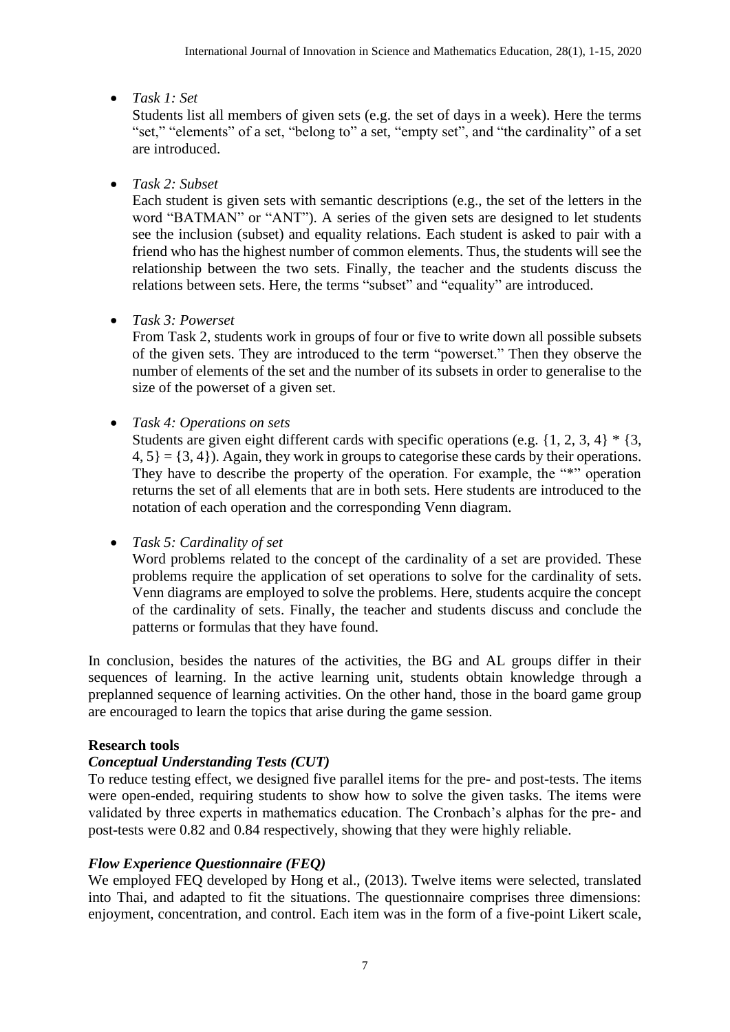- *Task 1: Set*
  Students list all members of given sets (e.g. the set of days in a week). Here the terms "set," "elements" of a set, "belong to" a set, "empty set", and "the cardinality" of a set are introduced.

- *Task 2: Subset*
  Each student is given sets with semantic descriptions (e.g., the set of the letters in the word "BATMAN" or "ANT"). A series of the given sets are designed to let students see the inclusion (subset) and equality relations. Each student is asked to pair with a friend who has the highest number of common elements. Thus, the students will see the relationship between the two sets. Finally, the teacher and the students discuss the relations between sets. Here, the terms "subset" and "equality" are introduced.

- *Task 3: Powerset*
  From Task 2, students work in groups of four or five to write down all possible subsets of the given sets. They are introduced to the term "powerset." Then they observe the number of elements of the set and the number of its subsets in order to generalise to the size of the powerset of a given set.

- *Task 4: Operations on sets*
  Students are given eight different cards with specific operations (e.g. $\{1, 2, 3, 4\} * \{3, 4, 5\} = \{3, 4\}$). Again, they work in groups to categorise these cards by their operations. They have to describe the property of the operation. For example, the "*" operation returns the set of all elements that are in both sets. Here students are introduced to the notation of each operation and the corresponding Venn diagram.

- *Task 5: Cardinality of set*
  Word problems related to the concept of the cardinality of a set are provided. These problems require the application of set operations to solve for the cardinality of sets. Venn diagrams are employed to solve the problems. Here, students acquire the concept of the cardinality of sets. Finally, the teacher and students discuss and conclude the patterns or formulas that they have found.

In conclusion, besides the natures of the activities, the BG and AL groups differ in their sequences of learning. In the active learning unit, students obtain knowledge through a preplanned sequence of learning activities. On the other hand, those in the board game group are encouraged to learn the topics that arise during the game session.

**Research tools**

***Conceptual Understanding Tests (CUT)***

To reduce testing effect, we designed five parallel items for the pre- and post-tests. The items were open-ended, requiring students to show how to solve the given tasks. The items were validated by three experts in mathematics education. The Cronbach's alphas for the pre- and post-tests were 0.82 and 0.84 respectively, showing that they were highly reliable.

***Flow Experience Questionnaire (FEQ)***

We employed FEQ developed by Hong et al., (2013). Twelve items were selected, translated into Thai, and adapted to fit the situations. The questionnaire comprises three dimensions: enjoyment, concentration, and control. Each item was in the form of a five-point Likert scale,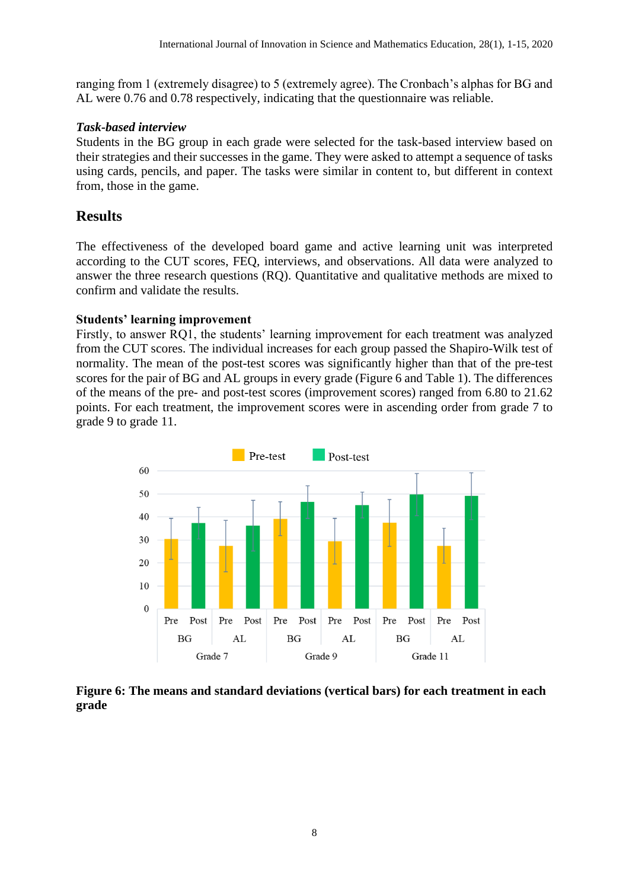ranging from 1 (extremely disagree) to 5 (extremely agree). The Cronbach's alphas for BG and AL were 0.76 and 0.78 respectively, indicating that the questionnaire was reliable.

***Task-based interview***

Students in the BG group in each grade were selected for the task-based interview based on their strategies and their successes in the game. They were asked to attempt a sequence of tasks using cards, pencils, and paper. The tasks were similar in content to, but different in context from, those in the game.

## Results

The effectiveness of the developed board game and active learning unit was interpreted according to the CUT scores, FEQ, interviews, and observations. All data were analyzed to answer the three research questions (RQ). Quantitative and qualitative methods are mixed to confirm and validate the results.

### Students' learning improvement

Firstly, to answer RQ1, the students' learning improvement for each treatment was analyzed from the CUT scores. The individual increases for each group passed the Shapiro-Wilk test of normality. The mean of the post-test scores was significantly higher than that of the pre-test scores for the pair of BG and AL groups in every grade (Figure 6 and Table 1). The differences of the means of the pre- and post-test scores (improvement scores) ranged from 6.80 to 21.62 points. For each treatment, the improvement scores were in ascending order from grade 7 to grade 9 to grade 11.

**Figure 6: The means and standard deviations (vertical bars) for each treatment in each grade**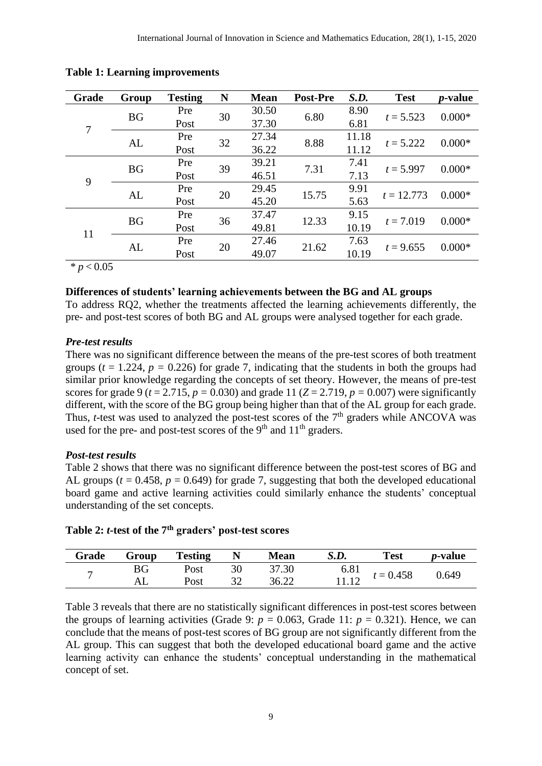**Table 1: Learning improvements**

| Grade | Group | Testing | N | Mean | Post-Pre | *S.D.* | Test | *p*-value |
|---|---|---|---|---|---|---|---|---|
| 7 | BG | Pre | 30 | 30.50 | 6.80 | 8.90 | $t = 5.523$ | 0.000* |
| | | Post | | 37.30 | | 6.81 | | |
| | AL | Pre | 32 | 27.34 | 8.88 | 11.18 | $t = 5.222$ | 0.000* |
| | | Post | | 36.22 | | 11.12 | | |
| 9 | BG | Pre | 39 | 39.21 | 7.31 | 7.41 | $t = 5.997$ | 0.000* |
| | | Post | | 46.51 | | 7.13 | | |
| | AL | Pre | 20 | 29.45 | 15.75 | 9.91 | $t = 12.773$ | 0.000* |
| | | Post | | 45.20 | | 5.63 | | |
| 11 | BG | Pre | 36 | 37.47 | 12.33 | 9.15 | $t = 7.019$ | 0.000* |
| | | Post | | 49.81 | | 10.19 | | |
| | AL | Pre | 20 | 27.46 | 21.62 | 7.63 | $t = 9.655$ | 0.000* |
| | | Post | | 49.07 | | 10.19 | | |

* $p < 0.05$

**Differences of students' learning achievements between the BG and AL groups**

To address RQ2, whether the treatments affected the learning achievements differently, the pre- and post-test scores of both BG and AL groups were analysed together for each grade.

***Pre-test results***

There was no significant difference between the means of the pre-test scores of both treatment groups ($t = 1.224$, $p = 0.226$) for grade 7, indicating that the students in both the groups had similar prior knowledge regarding the concepts of set theory. However, the means of pre-test scores for grade 9 ($t = 2.715$, $p = 0.030$) and grade 11 ($Z = 2.719$, $p = 0.007$) were significantly different, with the score of the BG group being higher than that of the AL group for each grade. Thus, *t*-test was used to analyzed the post-test scores of the 7th graders while ANCOVA was used for the pre- and post-test scores of the 9th and 11th graders.

***Post-test results***

Table 2 shows that there was no significant difference between the post-test scores of BG and AL groups ($t = 0.458$, $p = 0.649$) for grade 7, suggesting that both the developed educational board game and active learning activities could similarly enhance the students' conceptual understanding of the set concepts.

**Table 2: *t*-test of the 7th graders' post-test scores**

| Grade | Group | Testing | N | Mean | *S.D.* | Test | *p*-value |
|---|---|---|---|---|---|---|---|
| 7 | BG | Post | 30 | 37.30 | 6.81 | $t = 0.458$ | 0.649 |
| | AL | Post | 32 | 36.22 | 11.12 | | |

Table 3 reveals that there are no statistically significant differences in post-test scores between the groups of learning activities (Grade 9: $p = 0.063$, Grade 11: $p = 0.321$). Hence, we can conclude that the means of post-test scores of BG group are not significantly different from the AL group. This can suggest that both the developed educational board game and the active learning activity can enhance the students' conceptual understanding in the mathematical concept of set.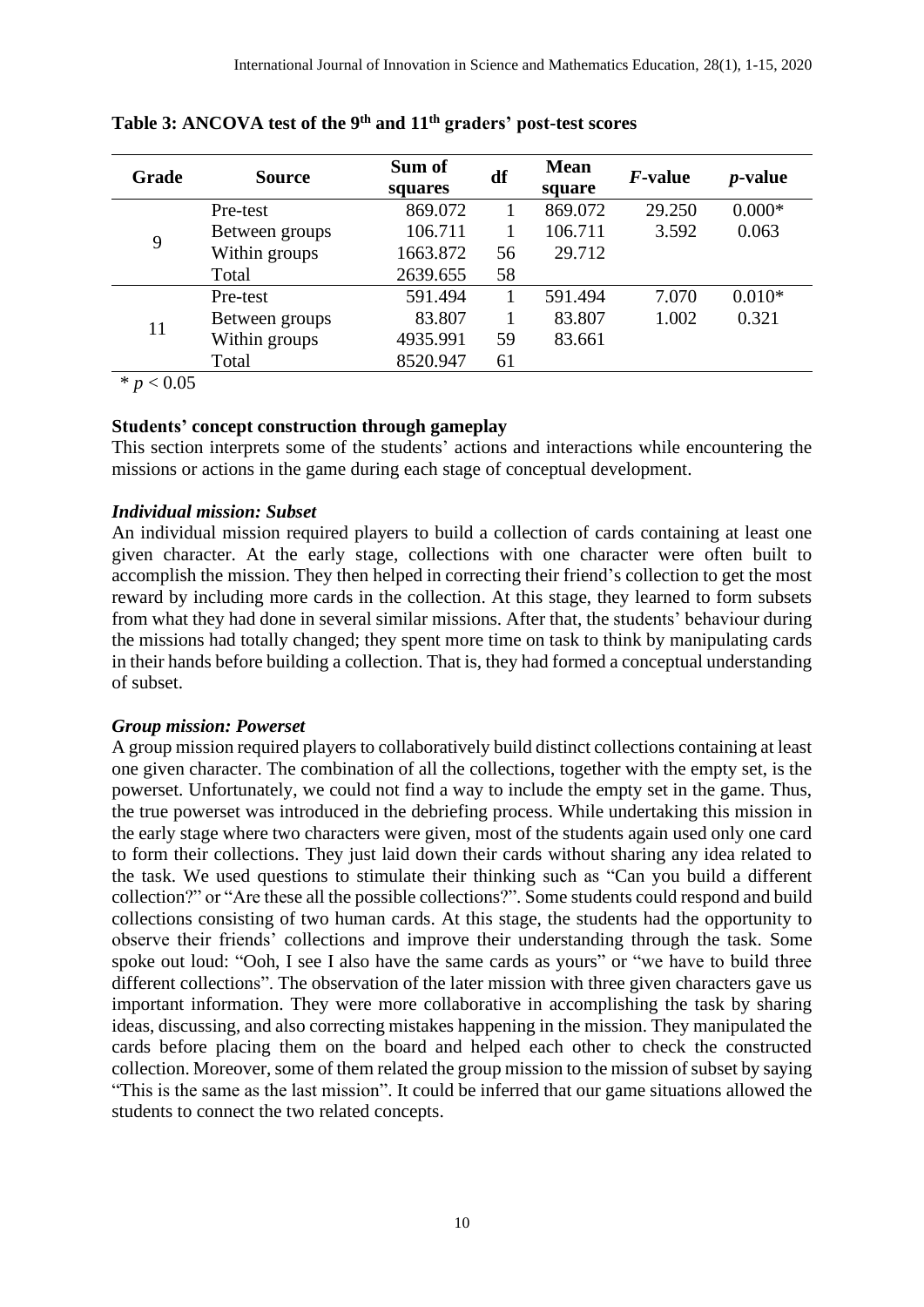**Table 3: ANCOVA test of the 9th and 11th graders' post-test scores**

| Grade | Source | Sum of squares | df | Mean square | *F*-value | *p*-value |
|---|---|---|---|---|---|---|
| 9 | Pre-test | 869.072 | 1 | 869.072 | 29.250 | 0.000* |
| | Between groups | 106.711 | 1 | 106.711 | 3.592 | 0.063 |
| | Within groups | 1663.872 | 56 | 29.712 | | |
| | Total | 2639.655 | 58 | | | |
| 11 | Pre-test | 591.494 | 1 | 591.494 | 7.070 | 0.010* |
| | Between groups | 83.807 | 1 | 83.807 | 1.002 | 0.321 |
| | Within groups | 4935.991 | 59 | 83.661 | | |
| | Total | 8520.947 | 61 | | | |

* $p < 0.05$

### Students' concept construction through gameplay

This section interprets some of the students' actions and interactions while encountering the missions or actions in the game during each stage of conceptual development.

#### *Individual mission: Subset*

An individual mission required players to build a collection of cards containing at least one given character. At the early stage, collections with one character were often built to accomplish the mission. They then helped in correcting their friend's collection to get the most reward by including more cards in the collection. At this stage, they learned to form subsets from what they had done in several similar missions. After that, the students' behaviour during the missions had totally changed; they spent more time on task to think by manipulating cards in their hands before building a collection. That is, they had formed a conceptual understanding of subset.

#### *Group mission: Powerset*

A group mission required players to collaboratively build distinct collections containing at least one given character. The combination of all the collections, together with the empty set, is the powerset. Unfortunately, we could not find a way to include the empty set in the game. Thus, the true powerset was introduced in the debriefing process. While undertaking this mission in the early stage where two characters were given, most of the students again used only one card to form their collections. They just laid down their cards without sharing any idea related to the task. We used questions to stimulate their thinking such as "Can you build a different collection?" or "Are these all the possible collections?". Some students could respond and build collections consisting of two human cards. At this stage, the students had the opportunity to observe their friends' collections and improve their understanding through the task. Some spoke out loud: "Ooh, I see I also have the same cards as yours" or "we have to build three different collections". The observation of the later mission with three given characters gave us important information. They were more collaborative in accomplishing the task by sharing ideas, discussing, and also correcting mistakes happening in the mission. They manipulated the cards before placing them on the board and helped each other to check the constructed collection. Moreover, some of them related the group mission to the mission of subset by saying "This is the same as the last mission". It could be inferred that our game situations allowed the students to connect the two related concepts.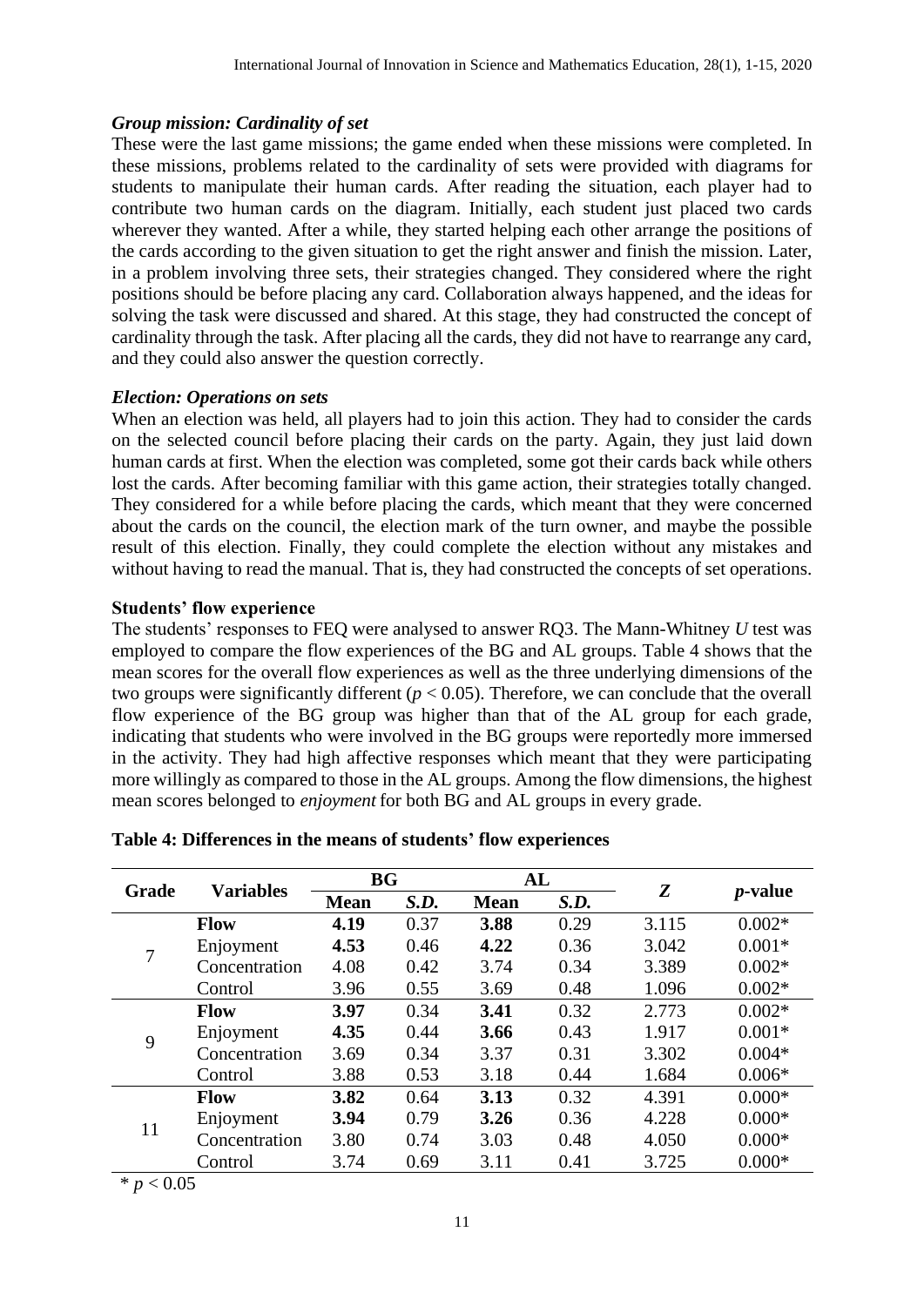### *Group mission: Cardinality of set*

These were the last game missions; the game ended when these missions were completed. In these missions, problems related to the cardinality of sets were provided with diagrams for students to manipulate their human cards. After reading the situation, each player had to contribute two human cards on the diagram. Initially, each student just placed two cards wherever they wanted. After a while, they started helping each other arrange the positions of the cards according to the given situation to get the right answer and finish the mission. Later, in a problem involving three sets, their strategies changed. They considered where the right positions should be before placing any card. Collaboration always happened, and the ideas for solving the task were discussed and shared. At this stage, they had constructed the concept of cardinality through the task. After placing all the cards, they did not have to rearrange any card, and they could also answer the question correctly.

### *Election: Operations on sets*

When an election was held, all players had to join this action. They had to consider the cards on the selected council before placing their cards on the party. Again, they just laid down human cards at first. When the election was completed, some got their cards back while others lost the cards. After becoming familiar with this game action, their strategies totally changed. They considered for a while before placing the cards, which meant that they were concerned about the cards on the council, the election mark of the turn owner, and maybe the possible result of this election. Finally, they could complete the election without any mistakes and without having to read the manual. That is, they had constructed the concepts of set operations.

### **Students' flow experience**

The students' responses to FEQ were analysed to answer RQ3. The Mann-Whitney *U* test was employed to compare the flow experiences of the BG and AL groups. Table 4 shows that the mean scores for the overall flow experiences as well as the three underlying dimensions of the two groups were significantly different ($p < 0.05$). Therefore, we can conclude that the overall flow experience of the BG group was higher than that of the AL group for each grade, indicating that students who were involved in the BG groups were reportedly more immersed in the activity. They had high affective responses which meant that they were participating more willingly as compared to those in the AL groups. Among the flow dimensions, the highest mean scores belonged to *enjoyment* for both BG and AL groups in every grade.

**Table 4: Differences in the means of students' flow experiences**

| Grade | Variables | BG | | AL | | *Z* | *p*-value |
|---|---|---|---|---|---|---|---|
| | | **Mean** | *S.D.* | **Mean** | *S.D.* | | |
| 7 | **Flow** | **4.19** | 0.37 | **3.88** | 0.29 | 3.115 | 0.002* |
| | Enjoyment | **4.53** | 0.46 | **4.22** | 0.36 | 3.042 | 0.001* |
| | Concentration | 4.08 | 0.42 | 3.74 | 0.34 | 3.389 | 0.002* |
| | Control | 3.96 | 0.55 | 3.69 | 0.48 | 1.096 | 0.002* |
| 9 | **Flow** | **3.97** | 0.34 | **3.41** | 0.32 | 2.773 | 0.002* |
| | Enjoyment | **4.35** | 0.44 | **3.66** | 0.43 | 1.917 | 0.001* |
| | Concentration | 3.69 | 0.34 | 3.37 | 0.31 | 3.302 | 0.004* |
| | Control | 3.88 | 0.53 | 3.18 | 0.44 | 1.684 | 0.006* |
| 11 | **Flow** | **3.82** | 0.64 | **3.13** | 0.32 | 4.391 | 0.000* |
| | Enjoyment | **3.94** | 0.79 | **3.26** | 0.36 | 4.228 | 0.000* |
| | Concentration | 3.80 | 0.74 | 3.03 | 0.48 | 4.050 | 0.000* |
| | Control | 3.74 | 0.69 | 3.11 | 0.41 | 3.725 | 0.000* |

* $p < 0.05$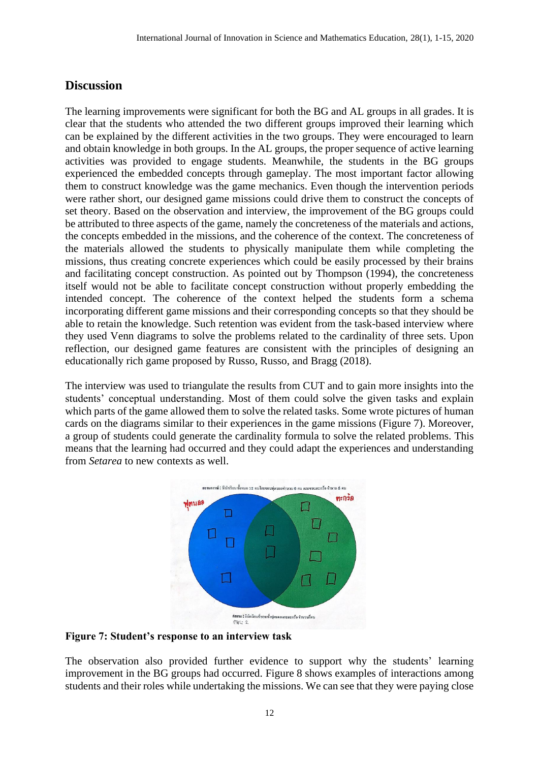## Discussion

The learning improvements were significant for both the BG and AL groups in all grades. It is clear that the students who attended the two different groups improved their learning which can be explained by the different activities in the two groups. They were encouraged to learn and obtain knowledge in both groups. In the AL groups, the proper sequence of active learning activities was provided to engage students. Meanwhile, the students in the BG groups experienced the embedded concepts through gameplay. The most important factor allowing them to construct knowledge was the game mechanics. Even though the intervention periods were rather short, our designed game missions could drive them to construct the concepts of set theory. Based on the observation and interview, the improvement of the BG groups could be attributed to three aspects of the game, namely the concreteness of the materials and actions, the concepts embedded in the missions, and the coherence of the context. The concreteness of the materials allowed the students to physically manipulate them while completing the missions, thus creating concrete experiences which could be easily processed by their brains and facilitating concept construction. As pointed out by Thompson (1994), the concreteness itself would not be able to facilitate concept construction without properly embedding the intended concept. The coherence of the context helped the students form a schema incorporating different game missions and their corresponding concepts so that they should be able to retain the knowledge. Such retention was evident from the task-based interview where they used Venn diagrams to solve the problems related to the cardinality of three sets. Upon reflection, our designed game features are consistent with the principles of designing an educationally rich game proposed by Russo, Russo, and Bragg (2018).

The interview was used to triangulate the results from CUT and to gain more insights into the students' conceptual understanding. Most of them could solve the given tasks and explain which parts of the game allowed them to solve the related tasks. Some wrote pictures of human cards on the diagrams similar to their experiences in the game missions (Figure 7). Moreover, a group of students could generate the cardinality formula to solve the related problems. This means that the learning had occurred and they could adapt the experiences and understanding from *Setarea* to new contexts as well.

**Figure 7: Student's response to an interview task**

The observation also provided further evidence to support why the students' learning improvement in the BG groups had occurred. Figure 8 shows examples of interactions among students and their roles while undertaking the missions. We can see that they were paying close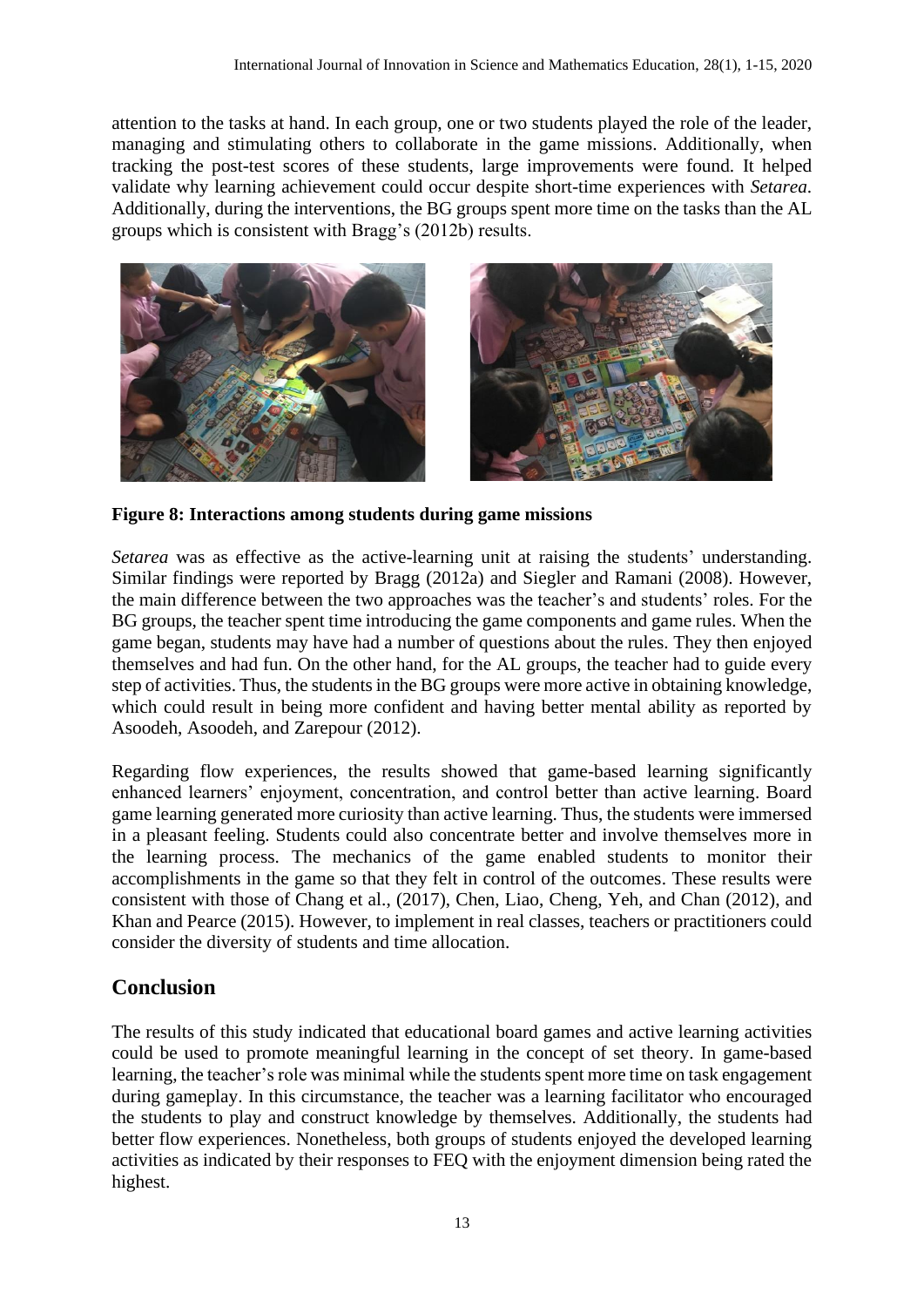attention to the tasks at hand. In each group, one or two students played the role of the leader, managing and stimulating others to collaborate in the game missions. Additionally, when tracking the post-test scores of these students, large improvements were found. It helped validate why learning achievement could occur despite short-time experiences with *Setarea*. Additionally, during the interventions, the BG groups spent more time on the tasks than the AL groups which is consistent with Bragg's (2012b) results.

**Figure 8: Interactions among students during game missions**

*Setarea* was as effective as the active-learning unit at raising the students' understanding. Similar findings were reported by Bragg (2012a) and Siegler and Ramani (2008). However, the main difference between the two approaches was the teacher's and students' roles. For the BG groups, the teacher spent time introducing the game components and game rules. When the game began, students may have had a number of questions about the rules. They then enjoyed themselves and had fun. On the other hand, for the AL groups, the teacher had to guide every step of activities. Thus, the students in the BG groups were more active in obtaining knowledge, which could result in being more confident and having better mental ability as reported by Asoodeh, Asoodeh, and Zarepour (2012).

Regarding flow experiences, the results showed that game-based learning significantly enhanced learners' enjoyment, concentration, and control better than active learning. Board game learning generated more curiosity than active learning. Thus, the students were immersed in a pleasant feeling. Students could also concentrate better and involve themselves more in the learning process. The mechanics of the game enabled students to monitor their accomplishments in the game so that they felt in control of the outcomes. These results were consistent with those of Chang et al., (2017), Chen, Liao, Cheng, Yeh, and Chan (2012), and Khan and Pearce (2015). However, to implement in real classes, teachers or practitioners could consider the diversity of students and time allocation.

## Conclusion

The results of this study indicated that educational board games and active learning activities could be used to promote meaningful learning in the concept of set theory. In game-based learning, the teacher's role was minimal while the students spent more time on task engagement during gameplay. In this circumstance, the teacher was a learning facilitator who encouraged the students to play and construct knowledge by themselves. Additionally, the students had better flow experiences. Nonetheless, both groups of students enjoyed the developed learning activities as indicated by their responses to FEQ with the enjoyment dimension being rated the highest.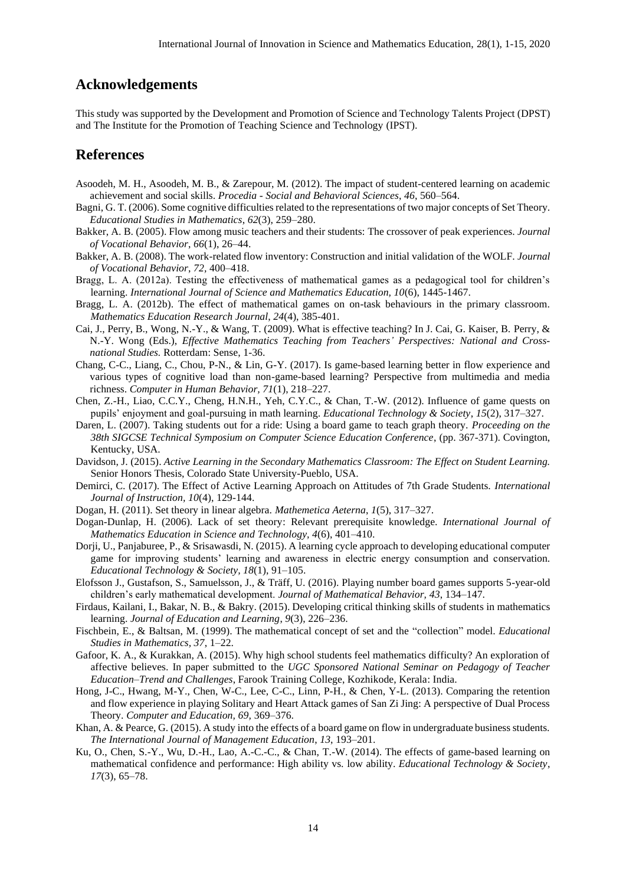## Acknowledgements

This study was supported by the Development and Promotion of Science and Technology Talents Project (DPST) and The Institute for the Promotion of Teaching Science and Technology (IPST).

## References

Asoodeh, M. H., Asoodeh, M. B., & Zarepour, M. (2012). The impact of student-centered learning on academic achievement and social skills. *Procedia - Social and Behavioral Sciences*, *46*, 560–564.

Bagni, G. T. (2006). Some cognitive difficulties related to the representations of two major concepts of Set Theory. *Educational Studies in Mathematics*, *62*(3), 259–280.

Bakker, A. B. (2005). Flow among music teachers and their students: The crossover of peak experiences. *Journal of Vocational Behavior*, *66*(1), 26–44.

Bakker, A. B. (2008). The work-related flow inventory: Construction and initial validation of the WOLF. *Journal of Vocational Behavior*, *72*, 400–418.

Bragg, L. A. (2012a). Testing the effectiveness of mathematical games as a pedagogical tool for children's learning. *International Journal of Science and Mathematics Education, 10*(6), 1445-1467.

Bragg, L. A. (2012b). The effect of mathematical games on on-task behaviours in the primary classroom. *Mathematics Education Research Journal*, *24*(4), 385-401.

Cai, J., Perry, B., Wong, N.-Y., & Wang, T. (2009). What is effective teaching? In J. Cai, G. Kaiser, B. Perry, & N.-Y. Wong (Eds.), *Effective Mathematics Teaching from Teachers' Perspectives: National and Cross-national Studies.* Rotterdam: Sense, 1-36.

Chang, C-C., Liang, C., Chou, P-N., & Lin, G-Y. (2017). Is game-based learning better in flow experience and various types of cognitive load than non-game-based learning? Perspective from multimedia and media richness. *Computer in Human Behavior, 71*(1), 218–227.

Chen, Z.-H., Liao, C.C.Y., Cheng, H.N.H., Yeh, C.Y.C., & Chan, T.-W. (2012). Influence of game quests on pupils' enjoyment and goal-pursuing in math learning. *Educational Technology & Society*, *15*(2), 317–327.

Daren, L. (2007). Taking students out for a ride: Using a board game to teach graph theory. *Proceeding on the 38th SIGCSE Technical Symposium on Computer Science Education Conference*, (pp. 367-371). Covington, Kentucky, USA.

Davidson, J. (2015). *Active Learning in the Secondary Mathematics Classroom: The Effect on Student Learning.* Senior Honors Thesis, Colorado State University-Pueblo, USA.

Demirci, C. (2017). The Effect of Active Learning Approach on Attitudes of 7th Grade Students. *International Journal of Instruction*, *10*(4), 129-144.

Dogan, H. (2011). Set theory in linear algebra. *Mathemetica Aeterna*, *1*(5), 317–327.

Dogan-Dunlap, H. (2006). Lack of set theory: Relevant prerequisite knowledge. *International Journal of Mathematics Education in Science and Technology*, *4*(6), 401–410.

Dorji, U., Panjaburee, P., & Srisawasdi, N. (2015). A learning cycle approach to developing educational computer game for improving students' learning and awareness in electric energy consumption and conservation. *Educational Technology & Society, 18*(1), 91–105.

Elofsson J., Gustafson, S., Samuelsson, J., & Träff, U. (2016). Playing number board games supports 5-year-old children's early mathematical development. *Journal of Mathematical Behavior, 43*, 134–147.

Firdaus, Kailani, I., Bakar, N. B., & Bakry. (2015). Developing critical thinking skills of students in mathematics learning. *Journal of Education and Learning*, *9*(3), 226–236.

Fischbein, E., & Baltsan, M. (1999). The mathematical concept of set and the "collection" model. *Educational Studies in Mathematics*, *37*, 1–22.

Gafoor, K. A., & Kurakkan, A. (2015). Why high school students feel mathematics difficulty? An exploration of affective believes. In paper submitted to the *UGC Sponsored National Seminar on Pedagogy of Teacher Education–Trend and Challenges*, Farook Training College, Kozhikode, Kerala: India.

Hong, J-C., Hwang, M-Y., Chen, W-C., Lee, C-C., Linn, P-H., & Chen, Y-L. (2013). Comparing the retention and flow experience in playing Solitary and Heart Attack games of San Zi Jing: A perspective of Dual Process Theory. *Computer and Education*, *69*, 369–376.

Khan, A. & Pearce, G. (2015). A study into the effects of a board game on flow in undergraduate business students. *The International Journal of Management Education*, *13*, 193–201.

Ku, O., Chen, S.-Y., Wu, D.-H., Lao, A.-C.-C., & Chan, T.-W. (2014). The effects of game-based learning on mathematical confidence and performance: High ability vs. low ability. *Educational Technology & Society*, *17*(3), 65–78.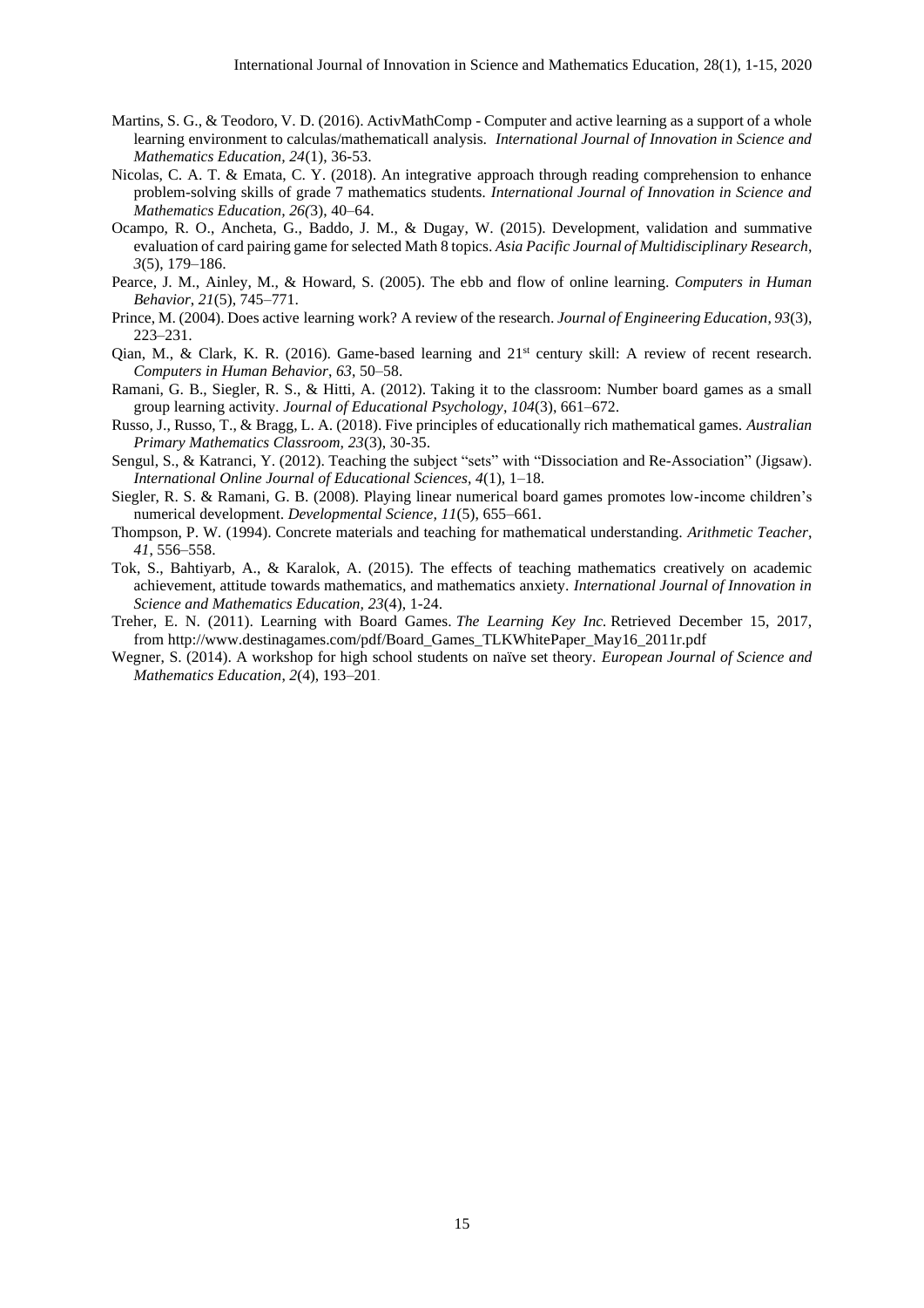Martins, S. G., & Teodoro, V. D. (2016). ActivMathComp - Computer and active learning as a support of a whole learning environment to calculas/mathematicall analysis. *International Journal of Innovation in Science and Mathematics Education, 24*(1), 36-53.

Nicolas, C. A. T. & Emata, C. Y. (2018). An integrative approach through reading comprehension to enhance problem-solving skills of grade 7 mathematics students. *International Journal of Innovation in Science and Mathematics Education, 26(*3), 40–64.

Ocampo, R. O., Ancheta, G., Baddo, J. M., & Dugay, W. (2015). Development, validation and summative evaluation of card pairing game for selected Math 8 topics. *Asia Pacific Journal of Multidisciplinary Research*, *3*(5), 179–186.

Pearce, J. M., Ainley, M., & Howard, S. (2005). The ebb and flow of online learning. *Computers in Human Behavior*, *21*(5), 745–771.

Prince, M. (2004). Does active learning work? A review of the research. *Journal of Engineering Education*, *93*(3), 223–231.

Qian, M., & Clark, K. R. (2016). Game-based learning and 21st century skill: A review of recent research. *Computers in Human Behavior*, *63*, 50–58.

Ramani, G. B., Siegler, R. S., & Hitti, A. (2012). Taking it to the classroom: Number board games as a small group learning activity. *Journal of Educational Psychology*, *104*(3), 661–672.

Russo, J., Russo, T., & Bragg, L. A. (2018). Five principles of educationally rich mathematical games. *Australian Primary Mathematics Classroom, 23*(3), 30-35.

Sengul, S., & Katranci, Y. (2012). Teaching the subject "sets" with "Dissociation and Re-Association" (Jigsaw). *International Online Journal of Educational Sciences, 4*(1), 1–18.

Siegler, R. S. & Ramani, G. B. (2008). Playing linear numerical board games promotes low-income children's numerical development. *Developmental Science, 11*(5), 655–661.

Thompson, P. W. (1994). Concrete materials and teaching for mathematical understanding. *Arithmetic Teacher*, *41*, 556–558.

Tok, S., Bahtiyarb, A., & Karalok, A. (2015). The effects of teaching mathematics creatively on academic achievement, attitude towards mathematics, and mathematics anxiety. *International Journal of Innovation in Science and Mathematics Education, 23*(4), 1-24.

Treher, E. N. (2011). Learning with Board Games. *The Learning Key Inc.* Retrieved December 15, 2017, from http://www.destinagames.com/pdf/Board_Games_TLKWhitePaper_May16_2011r.pdf

Wegner, S. (2014). A workshop for high school students on naïve set theory. *European Journal of Science and Mathematics Education, 2*(4), 193–201.